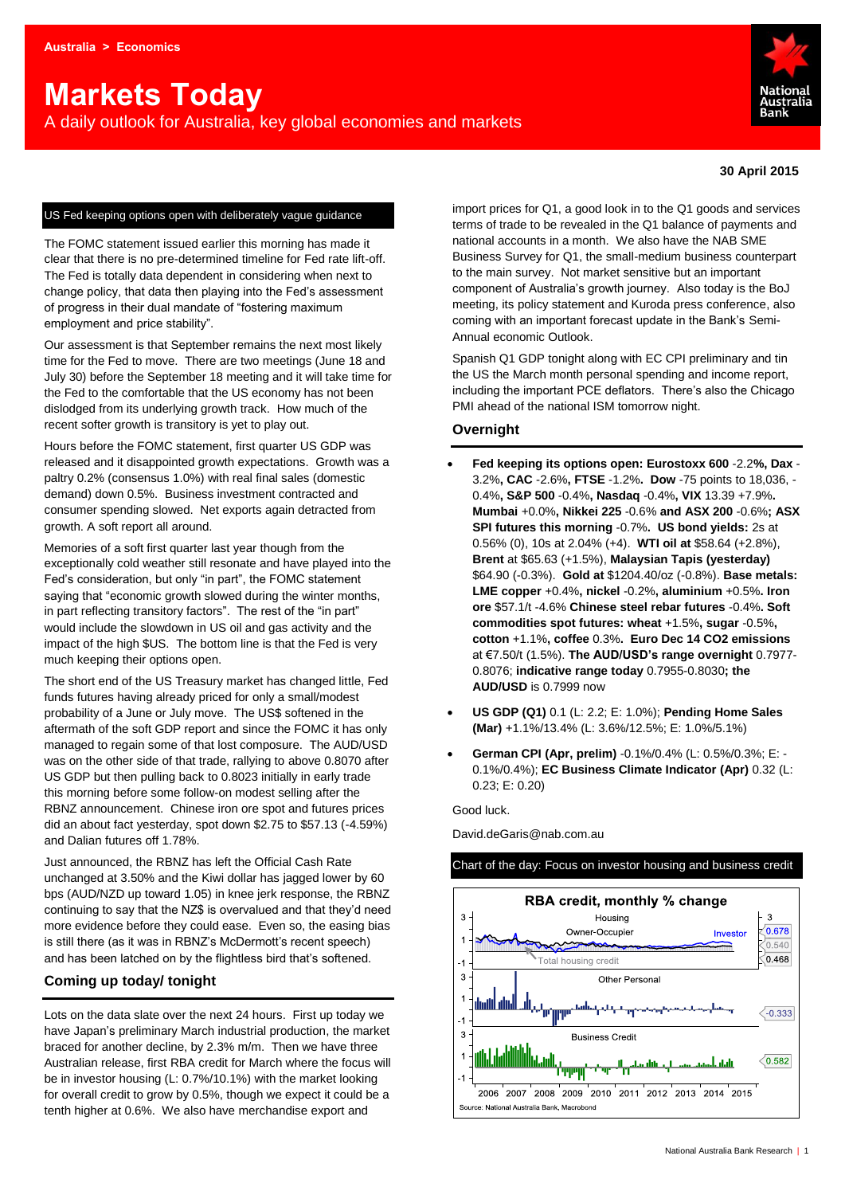Australia > Economics

# Markets Today

A daily outlook for Australia, key global economies and markets

**30 April 2015**

## US Fed keeping options open with deliberately vague guidance

The FOMC statement issued earlier this morning has made it clear that there is no pre-determined timeline for Fed rate lift-off. The Fed is totally data dependent in considering when next to change policy, that data then playing into the Fed's assessment of progress in their dual mandate of "fostering maximum employment and price stability".

Our assessment is that September remains the next most likely time for the Fed to move. There are two meetings (June 18 and July 30) before the September 18 meeting and it will take time for the Fed to the comfortable that the US economy has not been dislodged from its underlying growth track. How much of the recent softer growth is transitory is yet to play out.

Hours before the FOMC statement, first quarter US GDP was released and it disappointed growth expectations. Growth was a paltry 0.2% (consensus 1.0%) with real final sales (domestic demand) down 0.5%. Business investment contracted and consumer spending slowed. Net exports again detracted from growth. A soft report all around.

Memories of a soft first quarter last year though from the exceptionally cold weather still resonate and have played into the Fed's consideration, but only "in part", the FOMC statement saying that "economic growth slowed during the winter months, in part reflecting transitory factors". The rest of the "in part" would include the slowdown in US oil and gas activity and the impact of the high $US. The bottom line is that the Fed is very much keeping their options open.

The short end of the US Treasury market has changed little, Fed funds futures having already priced for only a small/modest probability of a June or July move. The US$ softened in the aftermath of the soft GDP report and since the FOMC it has only managed to regain some of that lost composure. The AUD/USD was on the other side of that trade, rallying to above 0.8070 after US GDP but then pulling back to 0.8023 initially in early trade this morning before some follow-on modest selling after the RBNZ announcement. Chinese iron ore spot and futures prices did an about fact yesterday, spot down $2.75 to $57.13 (-4.59%) and Dalian futures off 1.78%.

Just announced, the RBNZ has left the Official Cash Rate unchanged at 3.50% and the Kiwi dollar has jagged lower by 60 bps (AUD/NZD up toward 1.05) in knee jerk response, the RBNZ continuing to say that the NZ$ is overvalued and that they'd need more evidence before they could ease. Even so, the easing bias is still there (as it was in RBNZ's McDermott's recent speech) and has been latched on by the flightless bird that's softened.

## Coming up today/ tonight

Lots on the data slate over the next 24 hours. First up today we have Japan's preliminary March industrial production, the market braced for another decline, by 2.3% m/m. Then we have three Australian release, first RBA credit for March where the focus will be in investor housing (L: 0.7%/10.1%) with the market looking for overall credit to grow by 0.5%, though we expect it could be a tenth higher at 0.6%. We also have merchandise export and import prices for Q1, a good look in to the Q1 goods and services terms of trade to be revealed in the Q1 balance of payments and national accounts in a month. We also have the NAB SME Business Survey for Q1, the small-medium business counterpart to the main survey. Not market sensitive but an important component of Australia's growth journey. Also today is the BoJ meeting, its policy statement and Kuroda press conference, also coming with an important forecast update in the Bank's Semi-Annual economic Outlook.

Spanish Q1 GDP tonight along with EC CPI preliminary and tin the US the March month personal spending and income report, including the important PCE deflators. There's also the Chicago PMI ahead of the national ISM tomorrow night.

## Overnight

- **Fed keeping its options open: Eurostoxx 600** -2.2%**, Dax** -3.2%**, CAC** -2.6%**, FTSE** -1.2%**. Dow** -75 points to 18,036, -0.4%**, S&P 500** -0.4%**, Nasdaq** -0.4%**, VIX** 13.39 +7.9%**. Mumbai** +0.0%**, Nikkei 225** -0.6% **and ASX 200** -0.6%**; ASX SPI futures this morning** -0.7%**. US bond yields:** 2s at 0.56% (0), 10s at 2.04% (+4). **WTI oil at** $58.64 (+2.8%), **Brent** at $65.63 (+1.5%), **Malaysian Tapis (yesterday)** $64.90 (-0.3%). **Gold at** $1204.40/oz (-0.8%). **Base metals: LME copper** +0.4%, **nickel** -0.2%, **aluminium** +0.5%**. Iron ore** $57.1/t -4.6% **Chinese steel rebar futures** -0.4%**. Soft commodities spot futures: wheat** +1.5%, **sugar** -0.5%, **cotton** +1.1%, **coffee** 0.3%. **Euro Dec 14 CO2 emissions** at €7.50/t (1.5%). **The AUD/USD's range overnight** 0.7977-0.8076; **indicative range today** 0.7955-0.8030**; the AUD/USD** is 0.7999 now
- **US GDP (Q1)** 0.1 (L: 2.2; E: 1.0%); **Pending Home Sales (Mar)** +1.1%/13.4% (L: 3.6%/12.5%; E: 1.0%/5.1%)
- **German CPI (Apr, prelim)** -0.1%/0.4% (L: 0.5%/0.3%; E: -0.1%/0.4%); **EC Business Climate Indicator (Apr)** 0.32 (L: 0.23; E: 0.20)

Good luck.

David.deGaris@nab.com.au

## Chart of the day: Focus on investor housing and business credit

RBA credit, monthly % change

Source: National Australia Bank, Macrobond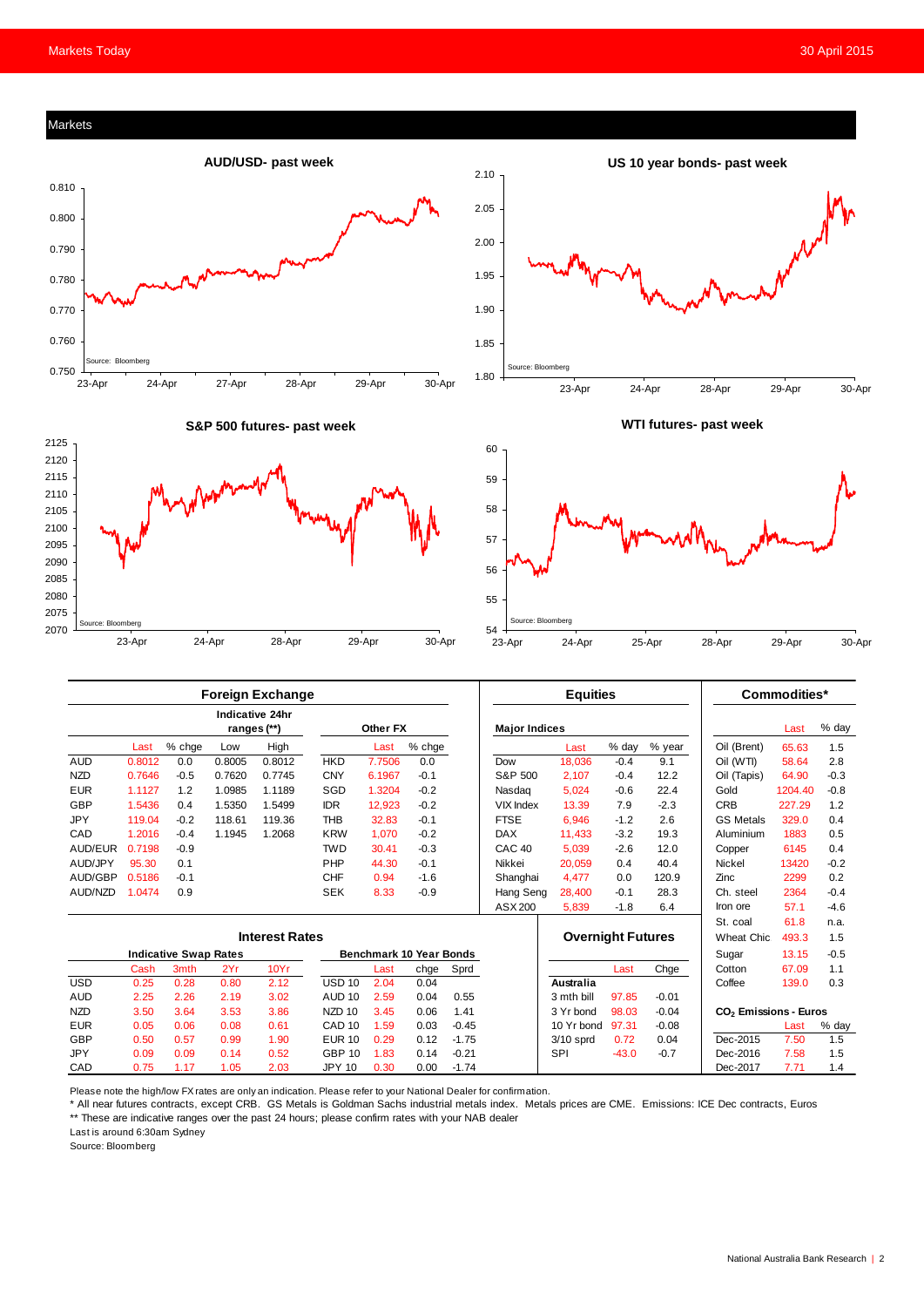## Markets

**AUD/USD- past week**

Source: Bloomberg

**US 10 year bonds- past week**

Source: Bloomberg

**S&P 500 futures- past week**

Source: Bloomberg

**WTI futures- past week**

Source: Bloomberg

### Foreign Exchange

| | Last | % chge | Low | High | | Last | % chge |
|---|---|---|---|---|---|---|---|
| | | | Indicative 24hr ranges (**) | | Other FX | | |
| AUD | 0.8012 | 0.0 | 0.8005 | 0.8012 | HKD | 7.7506 | 0.0 |
| NZD | 0.7646 | -0.5 | 0.7620 | 0.7745 | CNY | 6.1967 | -0.1 |
| EUR | 1.1127 | 1.2 | 1.0985 | 1.1189 | SGD | 1.3204 | -0.2 |
| GBP | 1.5436 | 0.4 | 1.5350 | 1.5499 | IDR | 12,923 | -0.2 |
| JPY | 119.04 | -0.2 | 118.61 | 119.36 | THB | 32.83 | -0.1 |
| CAD | 1.2016 | -0.4 | 1.1945 | 1.2068 | KRW | 1,070 | -0.2 |
| AUD/EUR | 0.7198 | -0.9 | | | TWD | 30.41 | -0.3 |
| AUD/JPY | 95.30 | 0.1 | | | PHP | 44.30 | -0.1 |
| AUD/GBP | 0.5186 | -0.1 | | | CHF | 0.94 | -1.6 |
| AUD/NZD | 1.0474 | 0.9 | | | SEK | 8.33 | -0.9 |

### Equities

| Major Indices | Last | % day | % year |
|---|---|---|---|
| Dow | 18,036 | -0.4 | 9.1 |
| S&P 500 | 2,107 | -0.4 | 12.2 |
| Nasdaq | 5,024 | -0.6 | 22.4 |
| VIX Index | 13.39 | 7.9 | -2.3 |
| FTSE | 6,946 | -1.2 | 2.6 |
| DAX | 11,433 | -3.2 | 19.3 |
| CAC 40 | 5,039 | -2.6 | 12.0 |
| Nikkei | 20,059 | 0.4 | 40.4 |
| Shanghai | 4,477 | 0.0 | 120.9 |
| Hang Seng | 28,400 | -0.1 | 28.3 |
| ASX 200 | 5,839 | -1.8 | 6.4 |

### Commodities*

| | Last | % day |
|---|---|---|
| Oil (Brent) | 65.63 | 1.5 |
| Oil (WTI) | 58.64 | 2.8 |
| Oil (Tapis) | 64.90 | -0.3 |
| Gold | 1204.40 | -0.8 |
| CRB | 227.29 | 1.2 |
| GS Metals | 329.0 | 0.4 |
| Aluminium | 1883 | 0.5 |
| Copper | 6145 | 0.4 |
| Nickel | 13420 | -0.2 |
| Zinc | 2299 | 0.2 |
| Ch. steel | 2364 | -0.4 |
| Iron ore | 57.1 | -4.6 |
| St. coal | 61.8 | n.a. |
| Wheat Chic | 493.3 | 1.5 |
| Sugar | 13.15 | -0.5 |
| Cotton | 67.09 | 1.1 |
| Coffee | 139.0 | 0.3 |

### Interest Rates

| Indicative Swap Rates | Cash | 3mth | 2Yr | 10Yr | Benchmark 10 Year Bonds | Last | chge | Sprd |
|---|---|---|---|---|---|---|---|---|
| USD | 0.25 | 0.28 | 0.80 | 2.12 | USD 10 | 2.04 | 0.04 | |
| AUD | 2.25 | 2.26 | 2.19 | 3.02 | AUD 10 | 2.59 | 0.04 | 0.55 |
| NZD | 3.50 | 3.64 | 3.53 | 3.86 | NZD 10 | 3.45 | 0.06 | 1.41 |
| EUR | 0.05 | 0.06 | 0.08 | 0.61 | CAD 10 | 1.59 | 0.03 | -0.45 |
| GBP | 0.50 | 0.57 | 0.99 | 1.90 | EUR 10 | 0.29 | 0.12 | -1.75 |
| JPY | 0.09 | 0.09 | 0.14 | 0.52 | GBP 10 | 1.83 | 0.14 | -0.21 |
| CAD | 0.75 | 1.17 | 1.05 | 2.03 | JPY 10 | 0.30 | 0.00 | -1.74 |

### Overnight Futures

| Australia | Last | Chge |
|---|---|---|
| 3 mth bill | 97.85 | -0.01 |
| 3 Yr bond | 98.03 | -0.04 |
| 10 Yr bond | 97.31 | -0.08 |
| 3/10 sprd | 0.72 | 0.04 |
| SPI | -43.0 | -0.7 |

### $CO_2$ Emissions - Euros

| | Last | % day |
|---|---|---|
| Dec-2015 | 7.50 | 1.5 |
| Dec-2016 | 7.58 | 1.5 |
| Dec-2017 | 7.71 | 1.4 |

Please note the high/low FX rates are only an indication. Please refer to your National Dealer for confirmation.

* All near futures contracts, except CRB. GS Metals is Goldman Sachs industrial metals index. Metals prices are CME. Emissions: ICE Dec contracts, Euros

** These are indicative ranges over the past 24 hours; please confirm rates with your NAB dealer

Last is around 6:30am Sydney

Source: Bloomberg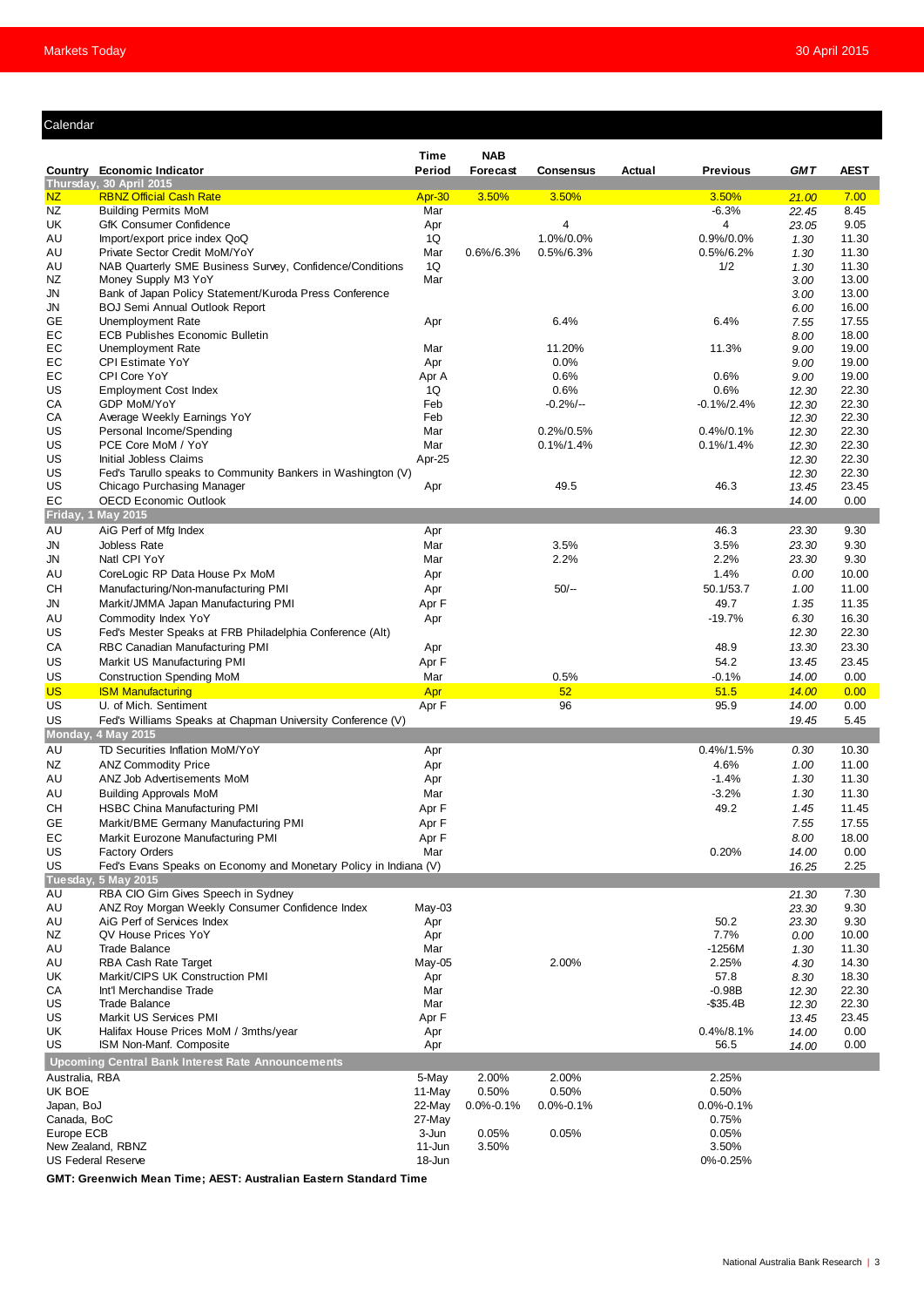## Calendar

| Country | Economic Indicator | Time Period | NAB Forecast | Consensus | Actual | Previous | GMT | AEST |
|---|---|---|---|---|---|---|---|---|
| **Thursday, 30 April 2015** | | | | | | | | |
| NZ | RBNZ Official Cash Rate | Apr-30 | 3.50% | 3.50% | | 3.50% | 21.00 | 7.00 |
| NZ | Building Permits MoM | Mar | | | | -6.3% | 22.45 | 8.45 |
| UK | GfK Consumer Confidence | Apr | | 4 | | 4 | 23.05 | 9.05 |
| AU | Import/export price index QoQ | 1Q | | 1.0%/0.0% | | 0.9%/0.0% | 1.30 | 11.30 |
| AU | Private Sector Credit MoM/YoY | Mar | 0.6%/6.3% | 0.5%/6.3% | | 0.5%/6.2% | 1.30 | 11.30 |
| AU | NAB Quarterly SME Business Survey, Confidence/Conditions | 1Q | | | | 1/2 | 1.30 | 11.30 |
| NZ | Money Supply M3 YoY | Mar | | | | | 3.00 | 13.00 |
| JN | Bank of Japan Policy Statement/Kuroda Press Conference | | | | | | 3.00 | 13.00 |
| JN | BOJ Semi Annual Outlook Report | | | | | | 6.00 | 16.00 |
| GE | Unemployment Rate | Apr | | 6.4% | | 6.4% | 7.55 | 17.55 |
| EC | ECB Publishes Economic Bulletin | | | | | | 8.00 | 18.00 |
| EC | Unemployment Rate | Mar | | 11.20% | | 11.3% | 9.00 | 19.00 |
| EC | CPI Estimate YoY | Apr | | 0.0% | | | 9.00 | 19.00 |
| EC | CPI Core YoY | Apr A | | 0.6% | | 0.6% | 9.00 | 19.00 |
| US | Employment Cost Index | 1Q | | 0.6% | | 0.6% | 12.30 | 22.30 |
| CA | GDP MoM/YoY | Feb | | -0.2%/-- | | -0.1%/2.4% | 12.30 | 22.30 |
| CA | Average Weekly Earnings YoY | Feb | | | | | 12.30 | 22.30 |
| US | Personal Income/Spending | Mar | | 0.2%/0.5% | | 0.4%/0.1% | 12.30 | 22.30 |
| US | PCE Core MoM / YoY | Mar | | 0.1%/1.4% | | 0.1%/1.4% | 12.30 | 22.30 |
| US | Initial Jobless Claims | Apr-25 | | | | | 12.30 | 22.30 |
| US | Fed's Tarullo speaks to Community Bankers in Washington (V) | | | | | | 12.30 | 22.30 |
| US | Chicago Purchasing Manager | Apr | | 49.5 | | 46.3 | 13.45 | 23.45 |
| EC | OECD Economic Outlook | | | | | | 14.00 | 0.00 |
| **Friday, 1 May 2015** | | | | | | | | |
| AU | AiG Perf of Mfg Index | Apr | | | | 46.3 | 23.30 | 9.30 |
| JN | Jobless Rate | Mar | | 3.5% | | 3.5% | 23.30 | 9.30 |
| JN | Natl CPI YoY | Mar | | 2.2% | | 2.2% | 23.30 | 9.30 |
| AU | CoreLogic RP Data House Px MoM | Apr | | | | 1.4% | 0.00 | 10.00 |
| CH | Manufacturing/Non-manufacturing PMI | Apr | | 50/-- | | 50.1/53.7 | 1.00 | 11.00 |
| JN | Markit/JMMA Japan Manufacturing PMI | Apr F | | | | 49.7 | 1.35 | 11.35 |
| AU | Commodity Index YoY | Apr | | | | -19.7% | 6.30 | 16.30 |
| US | Fed's Mester Speaks at FRB Philadelphia Conference (Alt) | | | | | | 12.30 | 22.30 |
| CA | RBC Canadian Manufacturing PMI | Apr | | | | 48.9 | 13.30 | 23.30 |
| US | Markit US Manufacturing PMI | Apr F | | | | 54.2 | 13.45 | 23.45 |
| US | Construction Spending MoM | Mar | | 0.5% | | -0.1% | 14.00 | 0.00 |
| US | ISM Manufacturing | Apr | | 52 | | 51.5 | 14.00 | 0.00 |
| US | U. of Mich. Sentiment | Apr F | | 96 | | 95.9 | 14.00 | 0.00 |
| US | Fed's Williams Speaks at Chapman University Conference (V) | | | | | | 19.45 | 5.45 |
| **Monday, 4 May 2015** | | | | | | | | |
| AU | TD Securities Inflation MoM/YoY | Apr | | | | 0.4%/1.5% | 0.30 | 10.30 |
| NZ | ANZ Commodity Price | Apr | | | | 4.6% | 1.00 | 11.00 |
| AU | ANZ Job Advertisements MoM | Apr | | | | -1.4% | 1.30 | 11.30 |
| AU | Building Approvals MoM | Mar | | | | -3.2% | 1.30 | 11.30 |
| CH | HSBC China Manufacturing PMI | Apr F | | | | 49.2 | 1.45 | 11.45 |
| GE | Markit/BME Germany Manufacturing PMI | Apr F | | | | | 7.55 | 17.55 |
| EC | Markit Eurozone Manufacturing PMI | Apr F | | | | | 8.00 | 18.00 |
| US | Factory Orders | Mar | | | | 0.20% | 14.00 | 0.00 |
| US | Fed's Evans Speaks on Economy and Monetary Policy in Indiana (V) | | | | | | 16.25 | 2.25 |
| **Tuesday, 5 May 2015** | | | | | | | | |
| AU | RBA CIO Gim Gives Speech in Sydney | | | | | | 21.30 | 7.30 |
| AU | ANZ Roy Morgan Weekly Consumer Confidence Index | May-03 | | | | | 23.30 | 9.30 |
| AU | AiG Perf of Services Index | Apr | | | | 50.2 | 23.30 | 9.30 |
| NZ | QV House Prices YoY | Apr | | | | 7.7% | 0.00 | 10.00 |
| AU | Trade Balance | Mar | | | | -1256M | 1.30 | 11.30 |
| AU | RBA Cash Rate Target | May-05 | | 2.00% | | 2.25% | 4.30 | 14.30 |
| UK | Markit/CIPS UK Construction PMI | Apr | | | | 57.8 | 8.30 | 18.30 |
| CA | Int'l Merchandise Trade | Mar | | | | -0.98B | 12.30 | 22.30 |
| US | Trade Balance | Mar | | | | -$35.4B | 12.30 | 22.30 |
| US | Markit US Services PMI | Apr F | | | | | 13.45 | 23.45 |
| UK | Halifax House Prices MoM / 3mths/year | Apr | | | | 0.4%/8.1% | 14.00 | 0.00 |
| US | ISM Non-Manf. Composite | Apr | | | | 56.5 | 14.00 | 0.00 |

| Upcoming Central Bank Interest Rate Announcements | Date | NAB Forecast | Consensus | Previous |
|---|---|---|---|---|
| Australia, RBA | 5-May | 2.00% | 2.00% | 2.25% |
| UK BOE | 11-May | 0.50% | 0.50% | 0.50% |
| Japan, BoJ | 22-May | 0.0%-0.1% | 0.0%-0.1% | 0.0%-0.1% |
| Canada, BoC | 27-May | | | 0.75% |
| Europe ECB | 3-Jun | 0.05% | 0.05% | 0.05% |
| New Zealand, RBNZ | 11-Jun | 3.50% | | 3.50% |
| US Federal Reserve | 18-Jun | | | 0%-0.25% |

**GMT: Greenwich Mean Time; AEST: Australian Eastern Standard Time**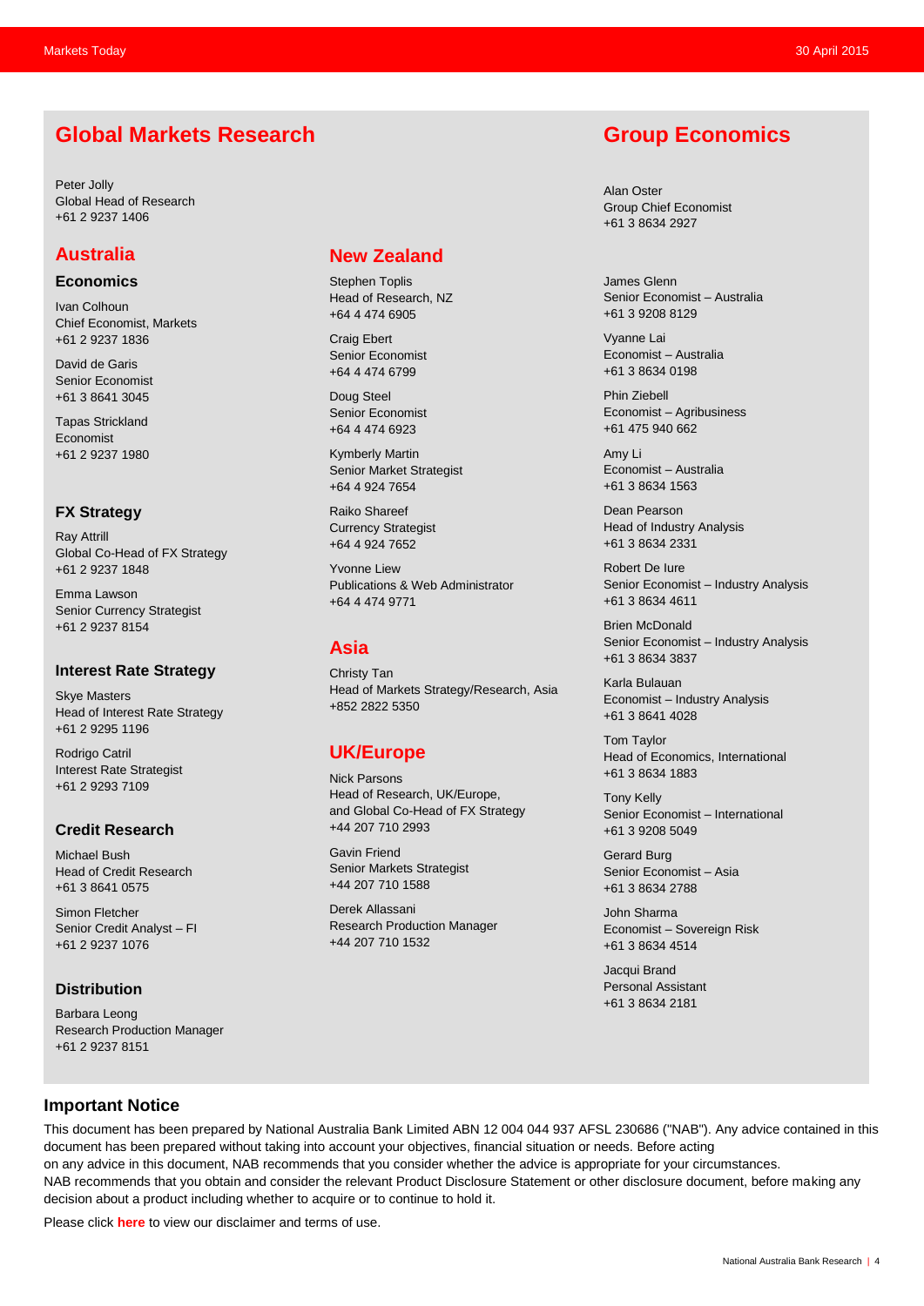## Global Markets Research

Peter Jolly
Global Head of Research
+61 2 9237 1406

### Australia

#### Economics

Ivan Colhoun
Chief Economist, Markets
+61 2 9237 1836

David de Garis
Senior Economist
+61 3 8641 3045

Tapas Strickland
Economist
+61 2 9237 1980

#### FX Strategy

Ray Attrill
Global Co-Head of FX Strategy
+61 2 9237 1848

Emma Lawson
Senior Currency Strategist
+61 2 9237 8154

#### Interest Rate Strategy

Skye Masters
Head of Interest Rate Strategy
+61 2 9295 1196

Rodrigo Catril
Interest Rate Strategist
+61 2 9293 7109

#### Credit Research

Michael Bush
Head of Credit Research
+61 3 8641 0575

Simon Fletcher
Senior Credit Analyst – FI
+61 2 9237 1076

#### Distribution

Barbara Leong
Research Production Manager
+61 2 9237 8151

### New Zealand

Stephen Toplis
Head of Research, NZ
+64 4 474 6905

Craig Ebert
Senior Economist
+64 4 474 6799

Doug Steel
Senior Economist
+64 4 474 6923

Kymberly Martin
Senior Market Strategist
+64 4 924 7654

Raiko Shareef
Currency Strategist
+64 4 924 7652

Yvonne Liew
Publications & Web Administrator
+64 4 474 9771

### Asia

Christy Tan
Head of Markets Strategy/Research, Asia
+852 2822 5350

### UK/Europe

Nick Parsons
Head of Research, UK/Europe,
and Global Co-Head of FX Strategy
+44 207 710 2993

Gavin Friend
Senior Markets Strategist
+44 207 710 1588

Derek Allassani
Research Production Manager
+44 207 710 1532

## Group Economics

Alan Oster
Group Chief Economist
+61 3 8634 2927

James Glenn
Senior Economist – Australia
+61 3 9208 8129

Vyanne Lai
Economist – Australia
+61 3 8634 0198

Phin Ziebell
Economist – Agribusiness
+61 475 940 662

Amy Li
Economist – Australia
+61 3 8634 1563

Dean Pearson
Head of Industry Analysis
+61 3 8634 2331

Robert De Iure
Senior Economist – Industry Analysis
+61 3 8634 4611

Brien McDonald
Senior Economist – Industry Analysis
+61 3 8634 3837

Karla Bulauan
Economist – Industry Analysis
+61 3 8641 4028

Tom Taylor
Head of Economics, International
+61 3 8634 1883

Tony Kelly
Senior Economist – International
+61 3 9208 5049

Gerard Burg
Senior Economist – Asia
+61 3 8634 2788

John Sharma
Economist – Sovereign Risk
+61 3 8634 4514

Jacqui Brand
Personal Assistant
+61 3 8634 2181

### Important Notice

This document has been prepared by National Australia Bank Limited ABN 12 004 044 937 AFSL 230686 ("NAB"). Any advice contained in this document has been prepared without taking into account your objectives, financial situation or needs. Before acting on any advice in this document, NAB recommends that you consider whether the advice is appropriate for your circumstances.
NAB recommends that you obtain and consider the relevant Product Disclosure Statement or other disclosure document, before making any decision about a product including whether to acquire or to continue to hold it.

Please click **here** to view our disclaimer and terms of use.